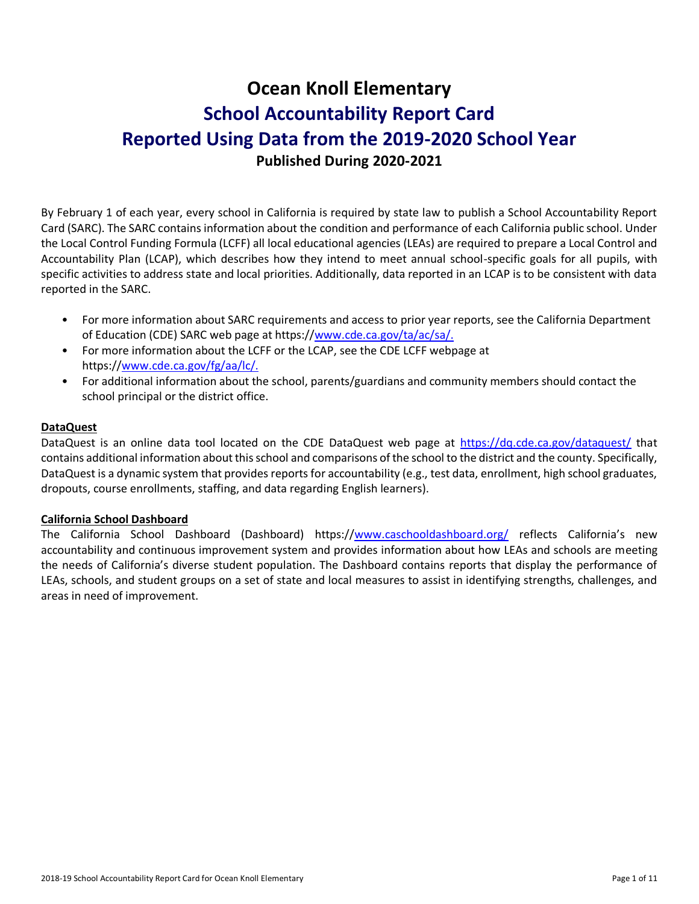# Ocean Knoll Elementary

## School Accountability Report Card

## Reported Using Data from the 2019-2020 School Year

### Published During 2020-2021

By February 1 of each year, every school in California is required by state law to publish a School Accountability Report Card (SARC). The SARC contains information about the condition and performance of each California public school. Under the Local Control Funding Formula (LCFF) all local educational agencies (LEAs) are required to prepare a Local Control and Accountability Plan (LCAP), which describes how they intend to meet annual school-specific goals for all pupils, with specific activities to address state and local priorities. Additionally, data reported in an LCAP is to be consistent with data reported in the SARC.

- For more information about SARC requirements and access to prior year reports, see the California Department of Education (CDE) SARC web page at https://www.cde.ca.gov/ta/ac/sa/.
- For more information about the LCFF or the LCAP, see the CDE LCFF webpage at https://www.cde.ca.gov/fg/aa/lc/.
- For additional information about the school, parents/guardians and community members should contact the school principal or the district office.

**DataQuest**

DataQuest is an online data tool located on the CDE DataQuest web page at https://dq.cde.ca.gov/dataquest/ that contains additional information about this school and comparisons of the school to the district and the county. Specifically, DataQuest is a dynamic system that provides reports for accountability (e.g., test data, enrollment, high school graduates, dropouts, course enrollments, staffing, and data regarding English learners).

**California School Dashboard**

The California School Dashboard (Dashboard) https://www.caschooldashboard.org/ reflects California's new accountability and continuous improvement system and provides information about how LEAs and schools are meeting the needs of California's diverse student population. The Dashboard contains reports that display the performance of LEAs, schools, and student groups on a set of state and local measures to assist in identifying strengths, challenges, and areas in need of improvement.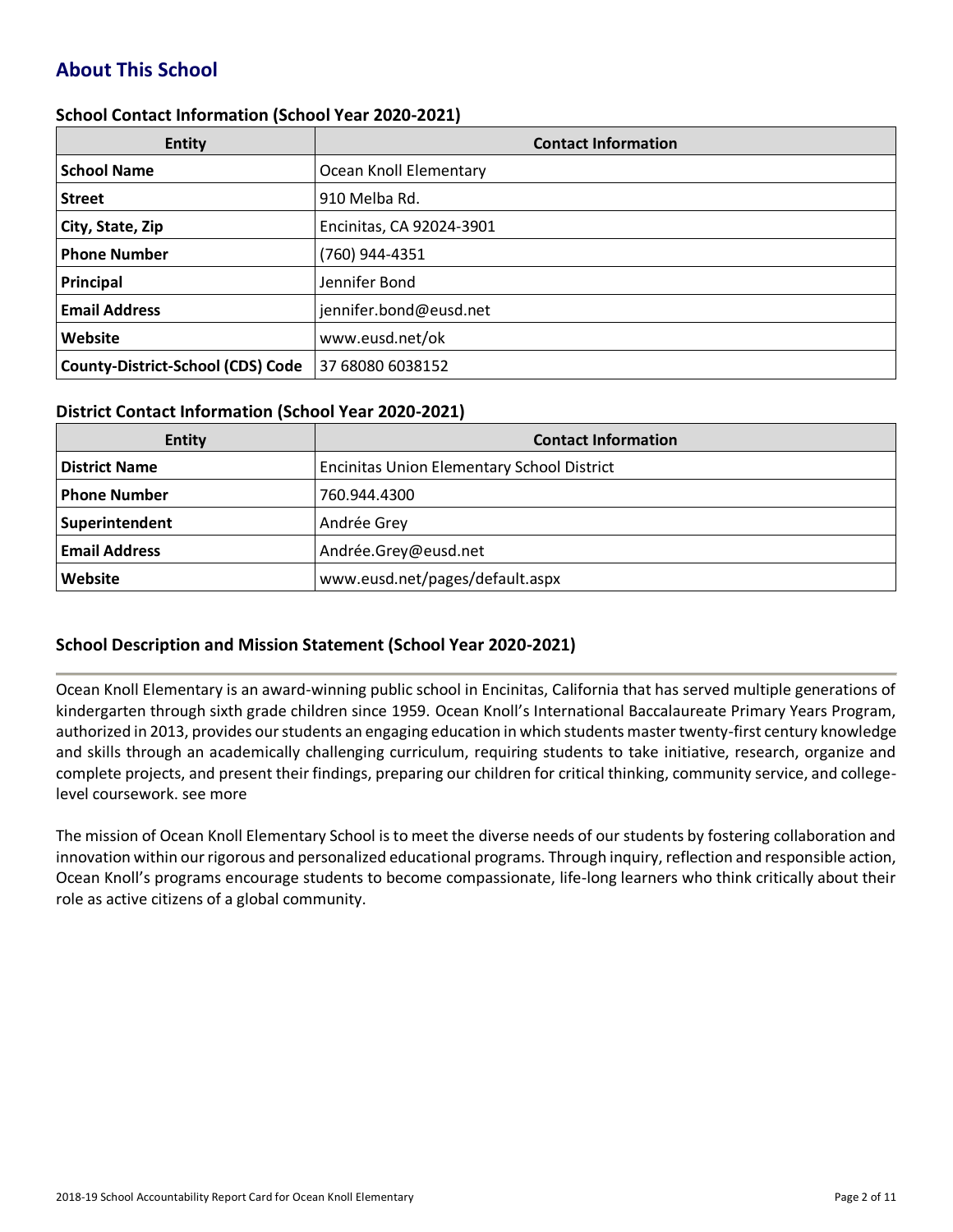## About This School

### School Contact Information (School Year 2020-2021)

| Entity | Contact Information |
| --- | --- |
| **School Name** | Ocean Knoll Elementary |
| **Street** | 910 Melba Rd. |
| **City, State, Zip** | Encinitas, CA 92024-3901 |
| **Phone Number** | (760) 944-4351 |
| **Principal** | Jennifer Bond |
| **Email Address** | jennifer.bond@eusd.net |
| **Website** | www.eusd.net/ok |
| **County-District-School (CDS) Code** | 37 68080 6038152 |

### District Contact Information (School Year 2020-2021)

| Entity | Contact Information |
| --- | --- |
| **District Name** | Encinitas Union Elementary School District |
| **Phone Number** | 760.944.4300 |
| **Superintendent** | Andrée Grey |
| **Email Address** | Andrée.Grey@eusd.net |
| **Website** | www.eusd.net/pages/default.aspx |

### School Description and Mission Statement (School Year 2020-2021)

Ocean Knoll Elementary is an award-winning public school in Encinitas, California that has served multiple generations of kindergarten through sixth grade children since 1959. Ocean Knoll's International Baccalaureate Primary Years Program, authorized in 2013, provides our students an engaging education in which students master twenty-first century knowledge and skills through an academically challenging curriculum, requiring students to take initiative, research, organize and complete projects, and present their findings, preparing our children for critical thinking, community service, and college-level coursework. see more

The mission of Ocean Knoll Elementary School is to meet the diverse needs of our students by fostering collaboration and innovation within our rigorous and personalized educational programs. Through inquiry, reflection and responsible action, Ocean Knoll's programs encourage students to become compassionate, life-long learners who think critically about their role as active citizens of a global community.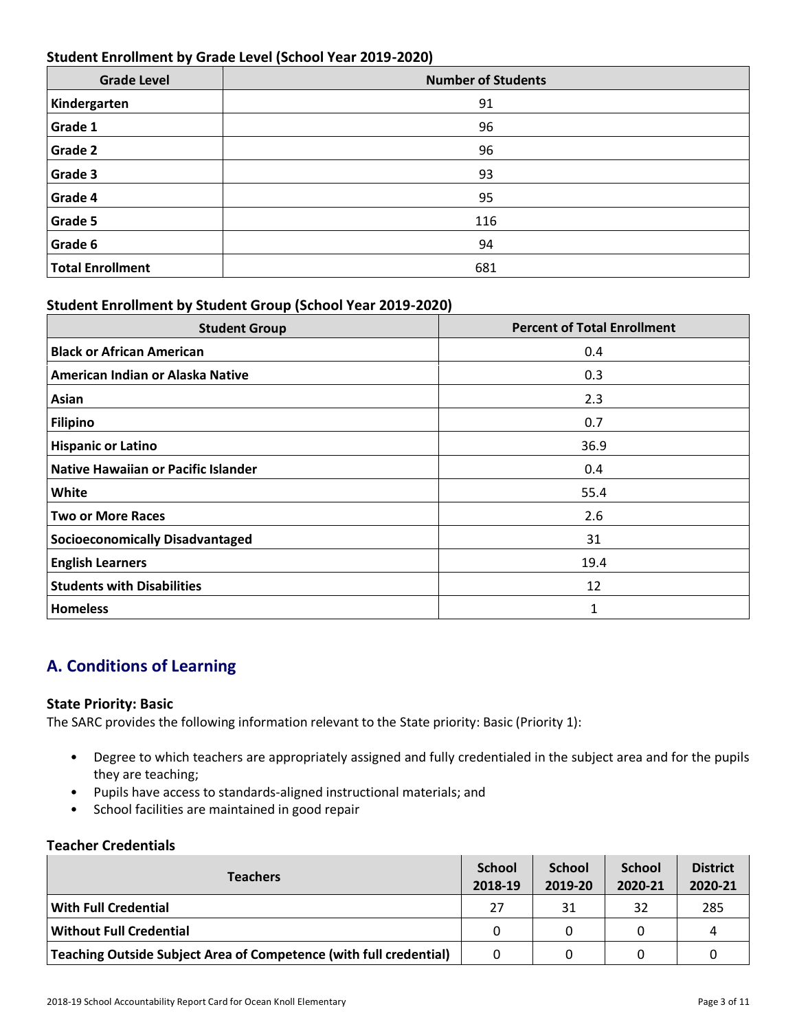### Student Enrollment by Grade Level (School Year 2019-2020)

| Grade Level | Number of Students |
|---|---|
| **Kindergarten** | 91 |
| **Grade 1** | 96 |
| **Grade 2** | 96 |
| **Grade 3** | 93 |
| **Grade 4** | 95 |
| **Grade 5** | 116 |
| **Grade 6** | 94 |
| **Total Enrollment** | 681 |

### Student Enrollment by Student Group (School Year 2019-2020)

| Student Group | Percent of Total Enrollment |
|---|---|
| **Black or African American** | 0.4 |
| **American Indian or Alaska Native** | 0.3 |
| **Asian** | 2.3 |
| **Filipino** | 0.7 |
| **Hispanic or Latino** | 36.9 |
| **Native Hawaiian or Pacific Islander** | 0.4 |
| **White** | 55.4 |
| **Two or More Races** | 2.6 |
| **Socioeconomically Disadvantaged** | 31 |
| **English Learners** | 19.4 |
| **Students with Disabilities** | 12 |
| **Homeless** | 1 |

## A. Conditions of Learning

### State Priority: Basic

The SARC provides the following information relevant to the State priority: Basic (Priority 1):

- Degree to which teachers are appropriately assigned and fully credentialed in the subject area and for the pupils they are teaching;
- Pupils have access to standards-aligned instructional materials; and
- School facilities are maintained in good repair

### Teacher Credentials

| Teachers | School 2018-19 | School 2019-20 | School 2020-21 | District 2020-21 |
|---|---|---|---|---|
| **With Full Credential** | 27 | 31 | 32 | 285 |
| **Without Full Credential** | 0 | 0 | 0 | 4 |
| **Teaching Outside Subject Area of Competence (with full credential)** | 0 | 0 | 0 | 0 |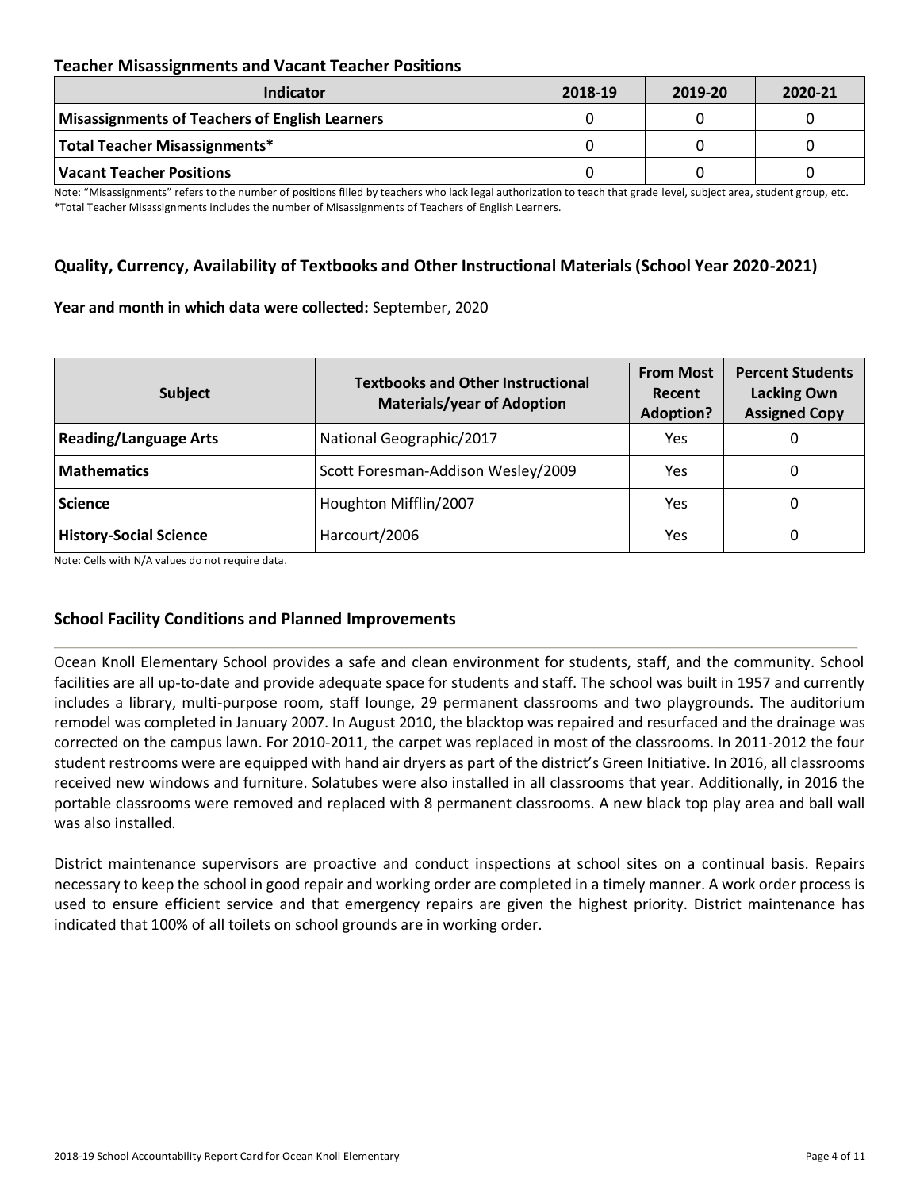### Teacher Misassignments and Vacant Teacher Positions

| Indicator | 2018-19 | 2019-20 | 2020-21 |
|---|---|---|---|
| Misassignments of Teachers of English Learners | 0 | 0 | 0 |
| Total Teacher Misassignments* | 0 | 0 | 0 |
| Vacant Teacher Positions | 0 | 0 | 0 |

Note: "Misassignments" refers to the number of positions filled by teachers who lack legal authorization to teach that grade level, subject area, student group, etc.
*Total Teacher Misassignments includes the number of Misassignments of Teachers of English Learners.

### Quality, Currency, Availability of Textbooks and Other Instructional Materials (School Year 2020-2021)

**Year and month in which data were collected:** September, 2020

| Subject | Textbooks and Other Instructional Materials/year of Adoption | From Most Recent Adoption? | Percent Students Lacking Own Assigned Copy |
|---|---|---|---|
| Reading/Language Arts | National Geographic/2017 | Yes | 0 |
| Mathematics | Scott Foresman-Addison Wesley/2009 | Yes | 0 |
| Science | Houghton Mifflin/2007 | Yes | 0 |
| History-Social Science | Harcourt/2006 | Yes | 0 |

Note: Cells with N/A values do not require data.

### School Facility Conditions and Planned Improvements

Ocean Knoll Elementary School provides a safe and clean environment for students, staff, and the community. School facilities are all up-to-date and provide adequate space for students and staff. The school was built in 1957 and currently includes a library, multi-purpose room, staff lounge, 29 permanent classrooms and two playgrounds. The auditorium remodel was completed in January 2007. In August 2010, the blacktop was repaired and resurfaced and the drainage was corrected on the campus lawn. For 2010-2011, the carpet was replaced in most of the classrooms. In 2011-2012 the four student restrooms were are equipped with hand air dryers as part of the district's Green Initiative. In 2016, all classrooms received new windows and furniture. Solatubes were also installed in all classrooms that year. Additionally, in 2016 the portable classrooms were removed and replaced with 8 permanent classrooms. A new black top play area and ball wall was also installed.

District maintenance supervisors are proactive and conduct inspections at school sites on a continual basis. Repairs necessary to keep the school in good repair and working order are completed in a timely manner. A work order process is used to ensure efficient service and that emergency repairs are given the highest priority. District maintenance has indicated that 100% of all toilets on school grounds are in working order.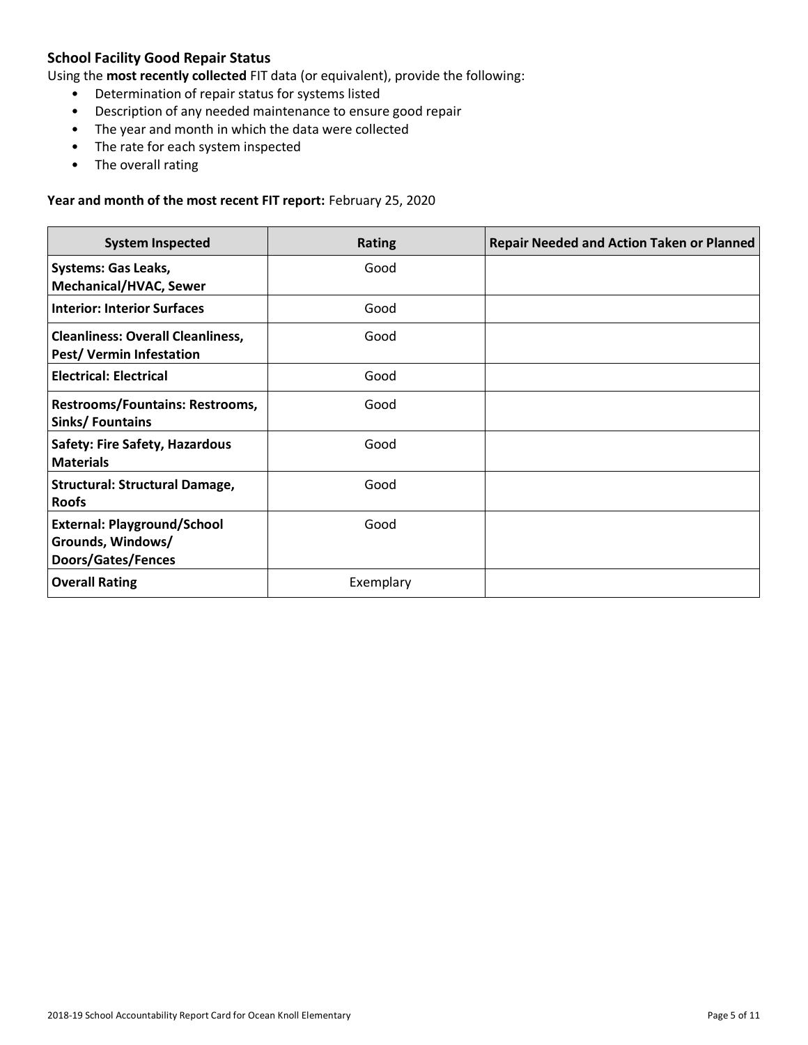### School Facility Good Repair Status

Using the **most recently collected** FIT data (or equivalent), provide the following:

- Determination of repair status for systems listed
- Description of any needed maintenance to ensure good repair
- The year and month in which the data were collected
- The rate for each system inspected
- The overall rating

**Year and month of the most recent FIT report:** February 25, 2020

| System Inspected | Rating | Repair Needed and Action Taken or Planned |
|---|---|---|
| **Systems: Gas Leaks, Mechanical/HVAC, Sewer** | Good | |
| **Interior: Interior Surfaces** | Good | |
| **Cleanliness: Overall Cleanliness, Pest/ Vermin Infestation** | Good | |
| **Electrical: Electrical** | Good | |
| **Restrooms/Fountains: Restrooms, Sinks/ Fountains** | Good | |
| **Safety: Fire Safety, Hazardous Materials** | Good | |
| **Structural: Structural Damage, Roofs** | Good | |
| **External: Playground/School Grounds, Windows/ Doors/Gates/Fences** | Good | |
| **Overall Rating** | Exemplary | |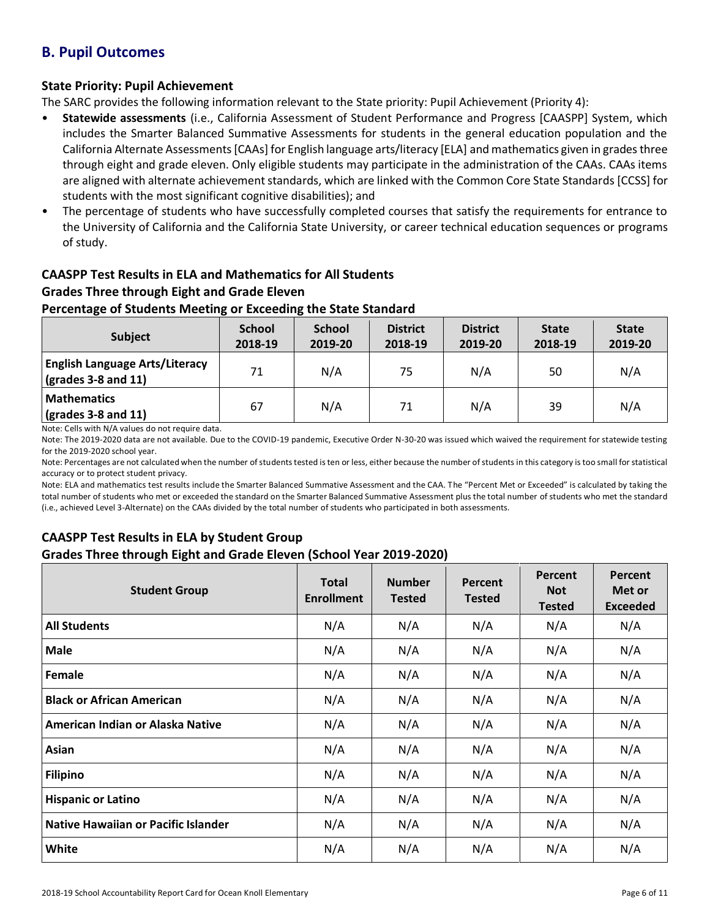## B. Pupil Outcomes

### State Priority: Pupil Achievement

The SARC provides the following information relevant to the State priority: Pupil Achievement (Priority 4):

- **Statewide assessments** (i.e., California Assessment of Student Performance and Progress [CAASPP] System, which includes the Smarter Balanced Summative Assessments for students in the general education population and the California Alternate Assessments [CAAs] for English language arts/literacy [ELA] and mathematics given in grades three through eight and grade eleven. Only eligible students may participate in the administration of the CAAs. CAAs items are aligned with alternate achievement standards, which are linked with the Common Core State Standards [CCSS] for students with the most significant cognitive disabilities); and
- The percentage of students who have successfully completed courses that satisfy the requirements for entrance to the University of California and the California State University, or career technical education sequences or programs of study.

### CAASPP Test Results in ELA and Mathematics for All Students
### Grades Three through Eight and Grade Eleven
### Percentage of Students Meeting or Exceeding the State Standard

| Subject | School 2018-19 | School 2019-20 | District 2018-19 | District 2019-20 | State 2018-19 | State 2019-20 |
|---|---|---|---|---|---|---|
| **English Language Arts/Literacy (grades 3-8 and 11)** | 71 | N/A | 75 | N/A | 50 | N/A |
| **Mathematics (grades 3-8 and 11)** | 67 | N/A | 71 | N/A | 39 | N/A |

Note: Cells with N/A values do not require data.

Note: The 2019-2020 data are not available. Due to the COVID-19 pandemic, Executive Order N-30-20 was issued which waived the requirement for statewide testing for the 2019-2020 school year.

Note: Percentages are not calculated when the number of students tested is ten or less, either because the number of students in this category is too small for statistical accuracy or to protect student privacy.

Note: ELA and mathematics test results include the Smarter Balanced Summative Assessment and the CAA. The "Percent Met or Exceeded" is calculated by taking the total number of students who met or exceeded the standard on the Smarter Balanced Summative Assessment plus the total number of students who met the standard (i.e., achieved Level 3-Alternate) on the CAAs divided by the total number of students who participated in both assessments.

### CAASPP Test Results in ELA by Student Group
### Grades Three through Eight and Grade Eleven (School Year 2019-2020)

| Student Group | Total Enrollment | Number Tested | Percent Tested | Percent Not Tested | Percent Met or Exceeded |
|---|---|---|---|---|---|
| **All Students** | N/A | N/A | N/A | N/A | N/A |
| **Male** | N/A | N/A | N/A | N/A | N/A |
| **Female** | N/A | N/A | N/A | N/A | N/A |
| **Black or African American** | N/A | N/A | N/A | N/A | N/A |
| **American Indian or Alaska Native** | N/A | N/A | N/A | N/A | N/A |
| **Asian** | N/A | N/A | N/A | N/A | N/A |
| **Filipino** | N/A | N/A | N/A | N/A | N/A |
| **Hispanic or Latino** | N/A | N/A | N/A | N/A | N/A |
| **Native Hawaiian or Pacific Islander** | N/A | N/A | N/A | N/A | N/A |
| **White** | N/A | N/A | N/A | N/A | N/A |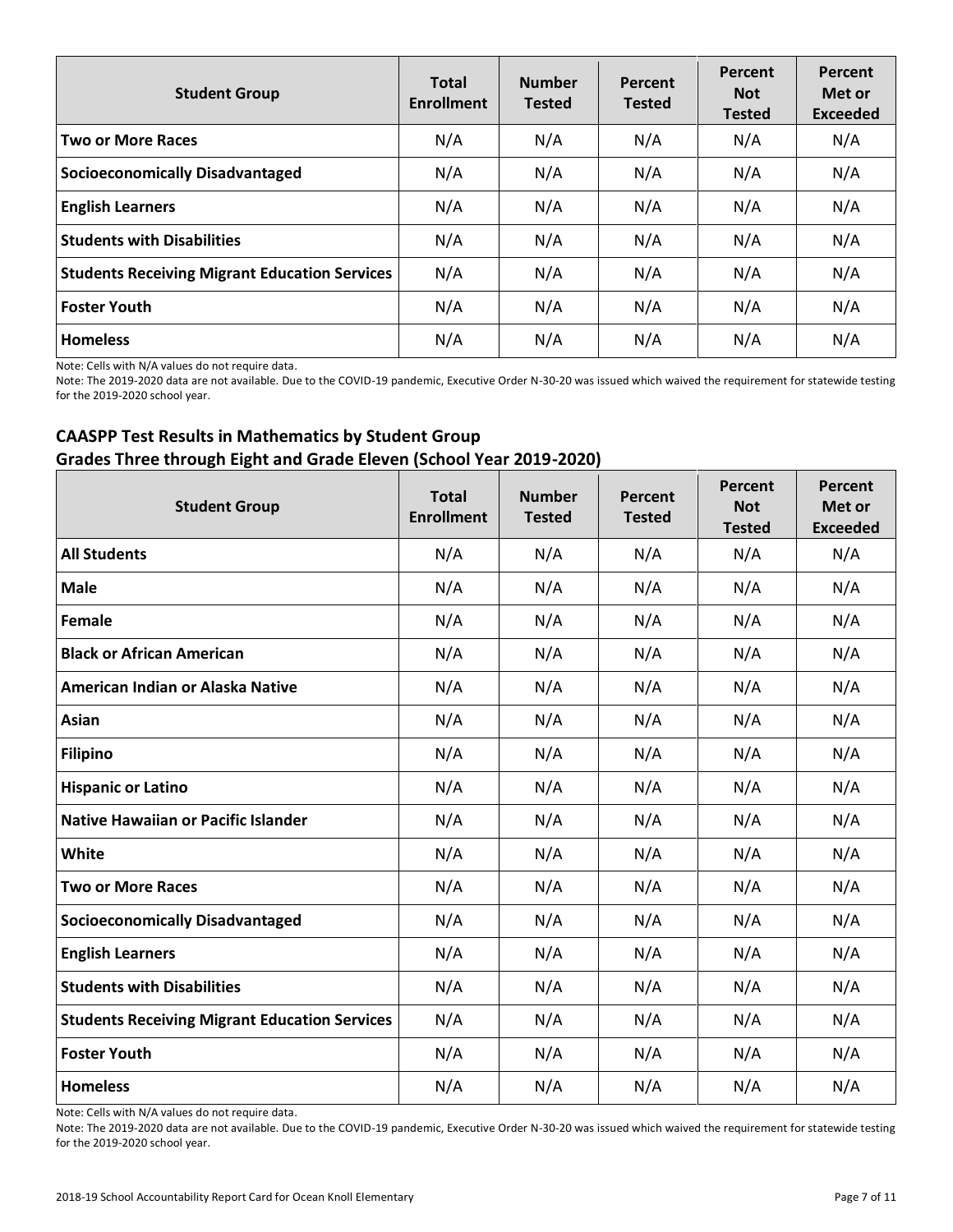| Student Group | Total Enrollment | Number Tested | Percent Tested | Percent Not Tested | Percent Met or Exceeded |
|---|---|---|---|---|---|
| **Two or More Races** | N/A | N/A | N/A | N/A | N/A |
| **Socioeconomically Disadvantaged** | N/A | N/A | N/A | N/A | N/A |
| **English Learners** | N/A | N/A | N/A | N/A | N/A |
| **Students with Disabilities** | N/A | N/A | N/A | N/A | N/A |
| **Students Receiving Migrant Education Services** | N/A | N/A | N/A | N/A | N/A |
| **Foster Youth** | N/A | N/A | N/A | N/A | N/A |
| **Homeless** | N/A | N/A | N/A | N/A | N/A |

Note: Cells with N/A values do not require data.

Note: The 2019-2020 data are not available. Due to the COVID-19 pandemic, Executive Order N-30-20 was issued which waived the requirement for statewide testing for the 2019-2020 school year.

### CAASPP Test Results in Mathematics by Student Group
### Grades Three through Eight and Grade Eleven (School Year 2019-2020)

| Student Group | Total Enrollment | Number Tested | Percent Tested | Percent Not Tested | Percent Met or Exceeded |
|---|---|---|---|---|---|
| **All Students** | N/A | N/A | N/A | N/A | N/A |
| **Male** | N/A | N/A | N/A | N/A | N/A |
| **Female** | N/A | N/A | N/A | N/A | N/A |
| **Black or African American** | N/A | N/A | N/A | N/A | N/A |
| **American Indian or Alaska Native** | N/A | N/A | N/A | N/A | N/A |
| **Asian** | N/A | N/A | N/A | N/A | N/A |
| **Filipino** | N/A | N/A | N/A | N/A | N/A |
| **Hispanic or Latino** | N/A | N/A | N/A | N/A | N/A |
| **Native Hawaiian or Pacific Islander** | N/A | N/A | N/A | N/A | N/A |
| **White** | N/A | N/A | N/A | N/A | N/A |
| **Two or More Races** | N/A | N/A | N/A | N/A | N/A |
| **Socioeconomically Disadvantaged** | N/A | N/A | N/A | N/A | N/A |
| **English Learners** | N/A | N/A | N/A | N/A | N/A |
| **Students with Disabilities** | N/A | N/A | N/A | N/A | N/A |
| **Students Receiving Migrant Education Services** | N/A | N/A | N/A | N/A | N/A |
| **Foster Youth** | N/A | N/A | N/A | N/A | N/A |
| **Homeless** | N/A | N/A | N/A | N/A | N/A |

Note: Cells with N/A values do not require data.

Note: The 2019-2020 data are not available. Due to the COVID-19 pandemic, Executive Order N-30-20 was issued which waived the requirement for statewide testing for the 2019-2020 school year.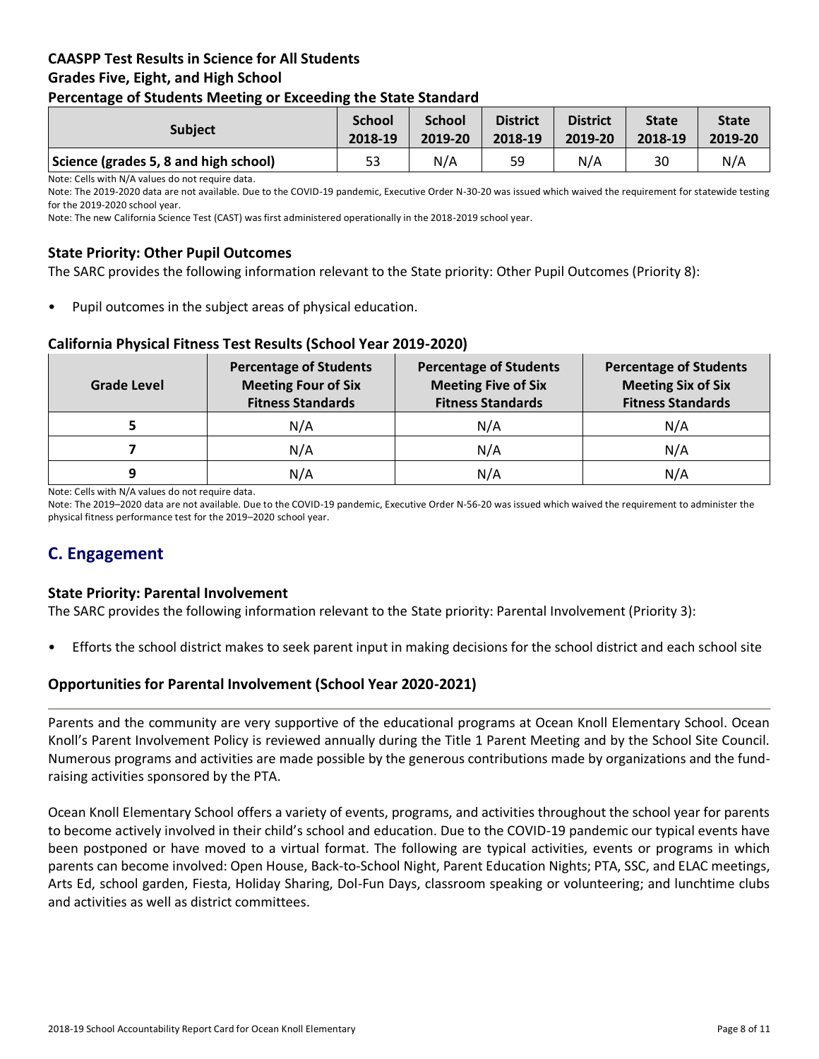### CAASPP Test Results in Science for All Students
### Grades Five, Eight, and High School
### Percentage of Students Meeting or Exceeding the State Standard

| Subject | School 2018-19 | School 2019-20 | District 2018-19 | District 2019-20 | State 2018-19 | State 2019-20 |
|---|---|---|---|---|---|---|
| Science (grades 5, 8 and high school) | 53 | N/A | 59 | N/A | 30 | N/A |

Note: Cells with N/A values do not require data.

Note: The 2019-2020 data are not available. Due to the COVID-19 pandemic, Executive Order N-30-20 was issued which waived the requirement for statewide testing for the 2019-2020 school year.

Note: The new California Science Test (CAST) was first administered operationally in the 2018-2019 school year.

### State Priority: Other Pupil Outcomes

The SARC provides the following information relevant to the State priority: Other Pupil Outcomes (Priority 8):

- Pupil outcomes in the subject areas of physical education.

### California Physical Fitness Test Results (School Year 2019-2020)

| Grade Level | Percentage of Students Meeting Four of Six Fitness Standards | Percentage of Students Meeting Five of Six Fitness Standards | Percentage of Students Meeting Six of Six Fitness Standards |
|---|---|---|---|
| 5 | N/A | N/A | N/A |
| 7 | N/A | N/A | N/A |
| 9 | N/A | N/A | N/A |

Note: Cells with N/A values do not require data.

Note: The 2019–2020 data are not available. Due to the COVID-19 pandemic, Executive Order N-56-20 was issued which waived the requirement to administer the physical fitness performance test for the 2019–2020 school year.

## C. Engagement

### State Priority: Parental Involvement

The SARC provides the following information relevant to the State priority: Parental Involvement (Priority 3):

- Efforts the school district makes to seek parent input in making decisions for the school district and each school site

### Opportunities for Parental Involvement (School Year 2020-2021)

Parents and the community are very supportive of the educational programs at Ocean Knoll Elementary School. Ocean Knoll's Parent Involvement Policy is reviewed annually during the Title 1 Parent Meeting and by the School Site Council. Numerous programs and activities are made possible by the generous contributions made by organizations and the fund-raising activities sponsored by the PTA.

Ocean Knoll Elementary School offers a variety of events, programs, and activities throughout the school year for parents to become actively involved in their child's school and education. Due to the COVID-19 pandemic our typical events have been postponed or have moved to a virtual format. The following are typical activities, events or programs in which parents can become involved: Open House, Back-to-School Night, Parent Education Nights; PTA, SSC, and ELAC meetings, Arts Ed, school garden, Fiesta, Holiday Sharing, Dol-Fun Days, classroom speaking or volunteering; and lunchtime clubs and activities as well as district committees.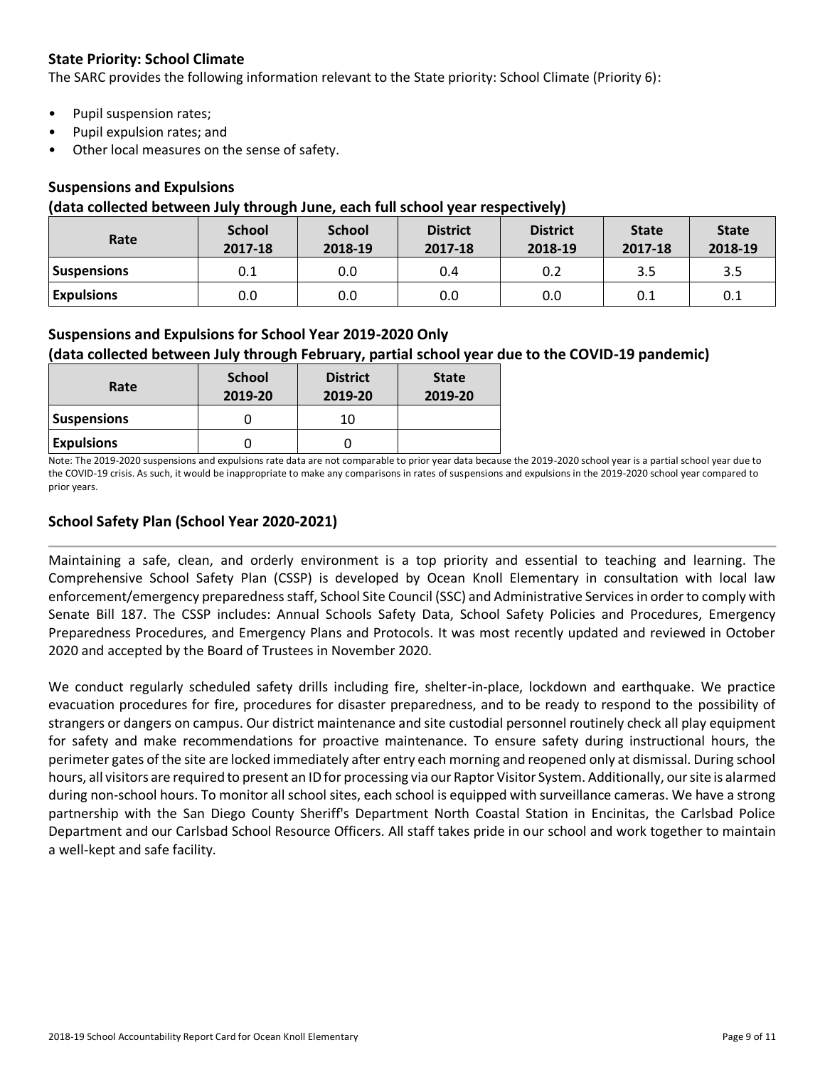### State Priority: School Climate

The SARC provides the following information relevant to the State priority: School Climate (Priority 6):

- Pupil suspension rates;
- Pupil expulsion rates; and
- Other local measures on the sense of safety.

### Suspensions and Expulsions

**(data collected between July through June, each full school year respectively)**

| Rate | School 2017-18 | School 2018-19 | District 2017-18 | District 2018-19 | State 2017-18 | State 2018-19 |
|---|---|---|---|---|---|---|
| **Suspensions** | 0.1 | 0.0 | 0.4 | 0.2 | 3.5 | 3.5 |
| **Expulsions** | 0.0 | 0.0 | 0.0 | 0.0 | 0.1 | 0.1 |

### Suspensions and Expulsions for School Year 2019-2020 Only

**(data collected between July through February, partial school year due to the COVID-19 pandemic)**

| Rate | School 2019-20 | District 2019-20 | State 2019-20 |
|---|---|---|---|
| **Suspensions** | 0 | 10 | |
| **Expulsions** | 0 | 0 | |

Note: The 2019-2020 suspensions and expulsions rate data are not comparable to prior year data because the 2019-2020 school year is a partial school year due to the COVID-19 crisis. As such, it would be inappropriate to make any comparisons in rates of suspensions and expulsions in the 2019-2020 school year compared to prior years.

### School Safety Plan (School Year 2020-2021)

Maintaining a safe, clean, and orderly environment is a top priority and essential to teaching and learning. The Comprehensive School Safety Plan (CSSP) is developed by Ocean Knoll Elementary in consultation with local law enforcement/emergency preparedness staff, School Site Council (SSC) and Administrative Services in order to comply with Senate Bill 187. The CSSP includes: Annual Schools Safety Data, School Safety Policies and Procedures, Emergency Preparedness Procedures, and Emergency Plans and Protocols. It was most recently updated and reviewed in October 2020 and accepted by the Board of Trustees in November 2020.

We conduct regularly scheduled safety drills including fire, shelter-in-place, lockdown and earthquake. We practice evacuation procedures for fire, procedures for disaster preparedness, and to be ready to respond to the possibility of strangers or dangers on campus. Our district maintenance and site custodial personnel routinely check all play equipment for safety and make recommendations for proactive maintenance. To ensure safety during instructional hours, the perimeter gates of the site are locked immediately after entry each morning and reopened only at dismissal. During school hours, all visitors are required to present an ID for processing via our Raptor Visitor System. Additionally, our site is alarmed during non-school hours. To monitor all school sites, each school is equipped with surveillance cameras. We have a strong partnership with the San Diego County Sheriff's Department North Coastal Station in Encinitas, the Carlsbad Police Department and our Carlsbad School Resource Officers. All staff takes pride in our school and work together to maintain a well-kept and safe facility.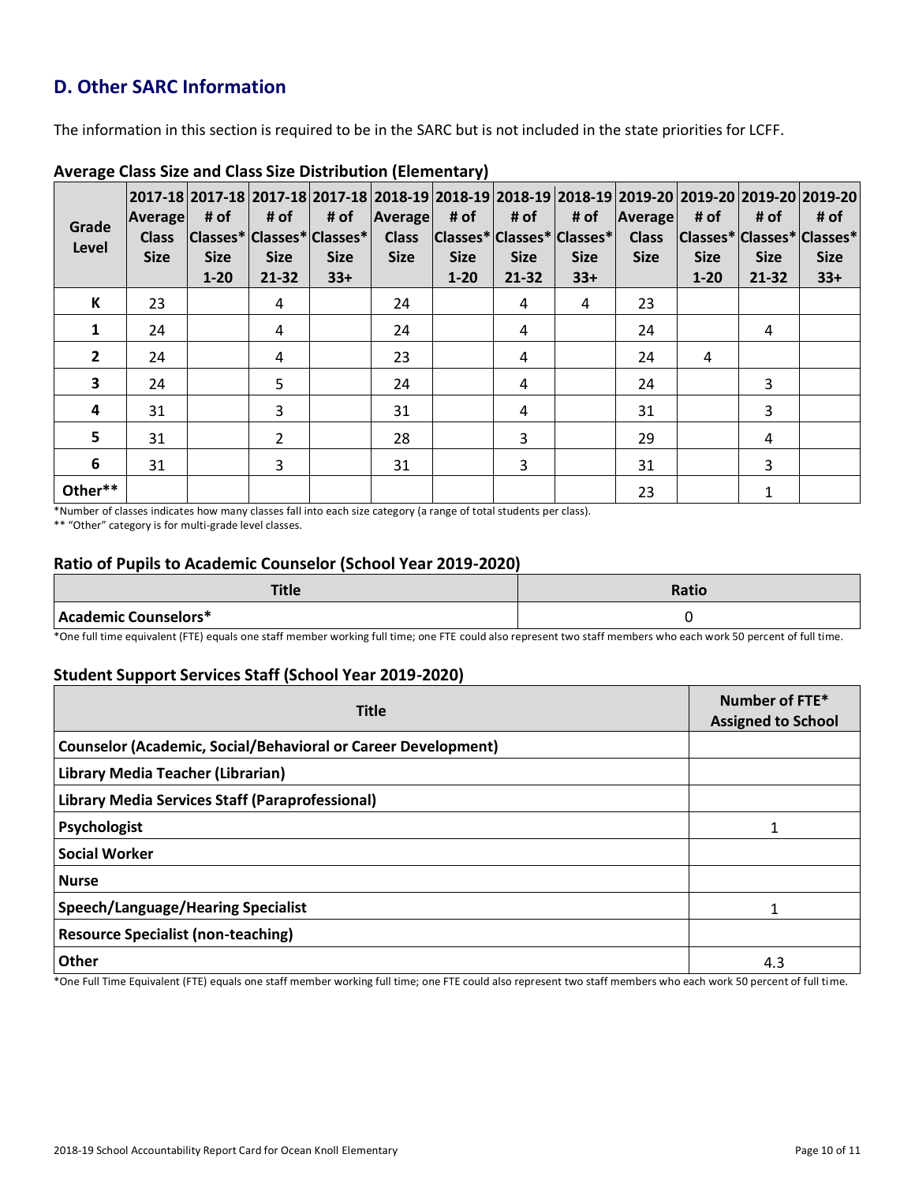## D. Other SARC Information

The information in this section is required to be in the SARC but is not included in the state priorities for LCFF.

### Average Class Size and Class Size Distribution (Elementary)

| Grade Level | 2017-18 Average Class Size | 2017-18 # of Classes* Size 1-20 | 2017-18 # of Classes* Size 21-32 | 2017-18 # of Classes* Size 33+ | 2018-19 Average Class Size | 2018-19 # of Classes* Size 1-20 | 2018-19 # of Classes* Size 21-32 | 2018-19 # of Classes* Size 33+ | 2019-20 Average Class Size | 2019-20 # of Classes* Size 1-20 | 2019-20 # of Classes* Size 21-32 | 2019-20 # of Classes* Size 33+ |
|---|---|---|---|---|---|---|---|---|---|---|---|---|
| K | 23 | | 4 | | 24 | | 4 | 4 | 23 | | | |
| 1 | 24 | | 4 | | 24 | | 4 | | 24 | | 4 | |
| 2 | 24 | | 4 | | 23 | | 4 | | 24 | 4 | | |
| 3 | 24 | | 5 | | 24 | | 4 | | 24 | | 3 | |
| 4 | 31 | | 3 | | 31 | | 4 | | 31 | | 3 | |
| 5 | 31 | | 2 | | 28 | | 3 | | 29 | | 4 | |
| 6 | 31 | | 3 | | 31 | | 3 | | 31 | | 3 | |
| Other** | | | | | | | | | 23 | | 1 | |

*Number of classes indicates how many classes fall into each size category (a range of total students per class).

** "Other" category is for multi-grade level classes.

### Ratio of Pupils to Academic Counselor (School Year 2019-2020)

| Title | Ratio |
|---|---|
| Academic Counselors* | 0 |

*One full time equivalent (FTE) equals one staff member working full time; one FTE could also represent two staff members who each work 50 percent of full time.

### Student Support Services Staff (School Year 2019-2020)

| Title | Number of FTE* Assigned to School |
|---|---|
| Counselor (Academic, Social/Behavioral or Career Development) | |
| Library Media Teacher (Librarian) | |
| Library Media Services Staff (Paraprofessional) | |
| Psychologist | 1 |
| Social Worker | |
| Nurse | |
| Speech/Language/Hearing Specialist | 1 |
| Resource Specialist (non-teaching) | |
| Other | 4.3 |

*One Full Time Equivalent (FTE) equals one staff member working full time; one FTE could also represent two staff members who each work 50 percent of full time.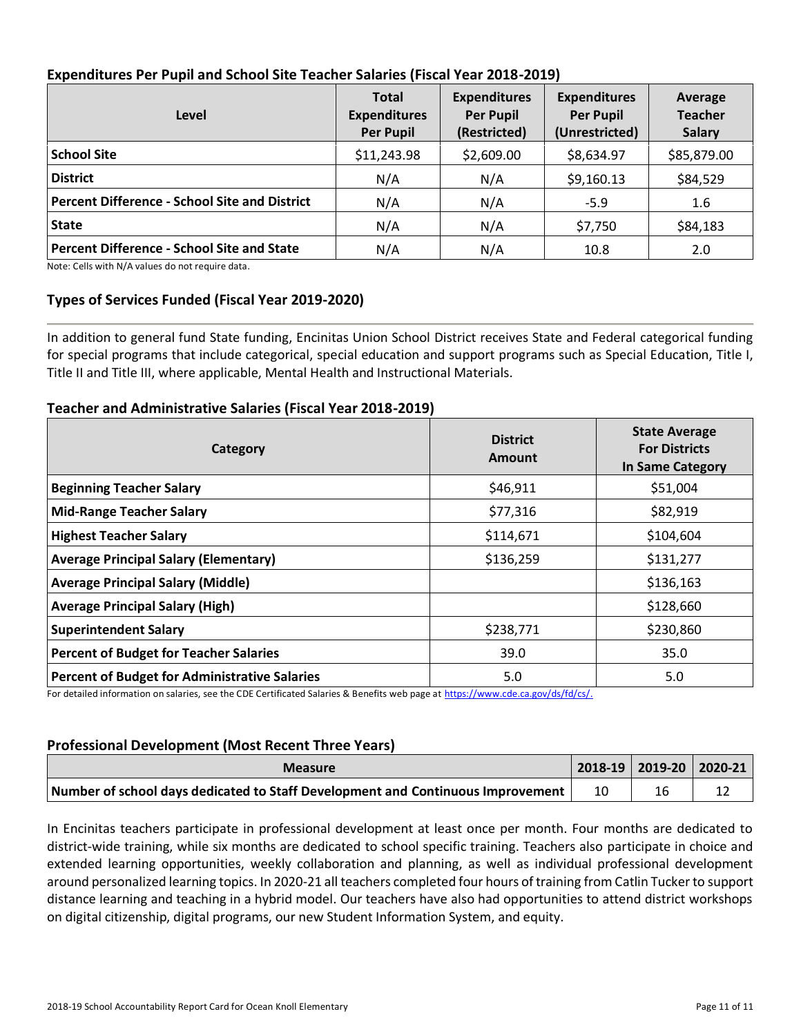## Expenditures Per Pupil and School Site Teacher Salaries (Fiscal Year 2018-2019)

| Level | Total Expenditures Per Pupil | Expenditures Per Pupil (Restricted) | Expenditures Per Pupil (Unrestricted) | Average Teacher Salary |
|---|---|---|---|---|
| **School Site** | $11,243.98 | $2,609.00 | $8,634.97 | $85,879.00 |
| **District** | N/A | N/A | $9,160.13 | $84,529 |
| **Percent Difference - School Site and District** | N/A | N/A | -5.9 | 1.6 |
| **State** | N/A | N/A | $7,750 | $84,183 |
| **Percent Difference - School Site and State** | N/A | N/A | 10.8 | 2.0 |

Note: Cells with N/A values do not require data.

## Types of Services Funded (Fiscal Year 2019-2020)

In addition to general fund State funding, Encinitas Union School District receives State and Federal categorical funding for special programs that include categorical, special education and support programs such as Special Education, Title I, Title II and Title III, where applicable, Mental Health and Instructional Materials.

## Teacher and Administrative Salaries (Fiscal Year 2018-2019)

| Category | District Amount | State Average For Districts In Same Category |
|---|---|---|
| **Beginning Teacher Salary** | $46,911 | $51,004 |
| **Mid-Range Teacher Salary** | $77,316 | $82,919 |
| **Highest Teacher Salary** | $114,671 | $104,604 |
| **Average Principal Salary (Elementary)** | $136,259 | $131,277 |
| **Average Principal Salary (Middle)** | | $136,163 |
| **Average Principal Salary (High)** | | $128,660 |
| **Superintendent Salary** | $238,771 | $230,860 |
| **Percent of Budget for Teacher Salaries** | 39.0 | 35.0 |
| **Percent of Budget for Administrative Salaries** | 5.0 | 5.0 |

For detailed information on salaries, see the CDE Certificated Salaries & Benefits web page at https://www.cde.ca.gov/ds/fd/cs/.

## Professional Development (Most Recent Three Years)

| Measure | 2018-19 | 2019-20 | 2020-21 |
|---|---|---|---|
| **Number of school days dedicated to Staff Development and Continuous Improvement** | 10 | 16 | 12 |

In Encinitas teachers participate in professional development at least once per month. Four months are dedicated to district-wide training, while six months are dedicated to school specific training. Teachers also participate in choice and extended learning opportunities, weekly collaboration and planning, as well as individual professional development around personalized learning topics. In 2020-21 all teachers completed four hours of training from Catlin Tucker to support distance learning and teaching in a hybrid model. Our teachers have also had opportunities to attend district workshops on digital citizenship, digital programs, our new Student Information System, and equity.